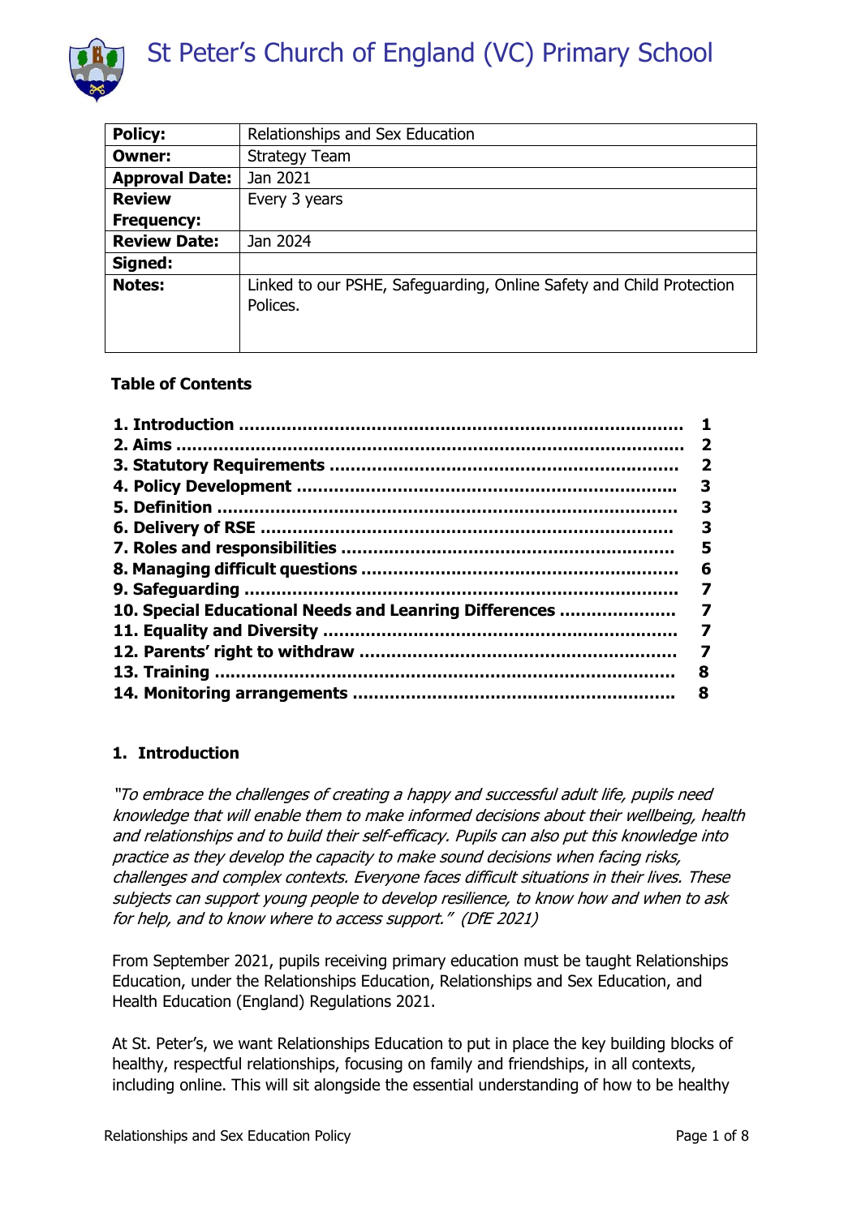# St Peter's Church of England (VC) Primary School

| **Policy:** | Relationships and Sex Education |
|---|---|
| **Owner:** | Strategy Team |
| **Approval Date:** | Jan 2021 |
| **Review Frequency:** | Every 3 years |
| **Review Date:** | Jan 2024 |
| **Signed:** | |
| **Notes:** | Linked to our PSHE, Safeguarding, Online Safety and Child Protection Polices. |

**Table of Contents**

| | |
|---|---|
| **1. Introduction** | **1** |
| **2. Aims** | **2** |
| **3. Statutory Requirements** | **2** |
| **4. Policy Development** | **3** |
| **5. Definition** | **3** |
| **6. Delivery of RSE** | **3** |
| **7. Roles and responsibilities** | **5** |
| **8. Managing difficult questions** | **6** |
| **9. Safeguarding** | **7** |
| **10. Special Educational Needs and Leanring Differences** | **7** |
| **11. Equality and Diversity** | **7** |
| **12. Parents' right to withdraw** | **7** |
| **13. Training** | **8** |
| **14. Monitoring arrangements** | **8** |

## 1. Introduction

*"To embrace the challenges of creating a happy and successful adult life, pupils need knowledge that will enable them to make informed decisions about their wellbeing, health and relationships and to build their self-efficacy. Pupils can also put this knowledge into practice as they develop the capacity to make sound decisions when facing risks, challenges and complex contexts. Everyone faces difficult situations in their lives. These subjects can support young people to develop resilience, to know how and when to ask for help, and to know where to access support." (DfE 2021)*

From September 2021, pupils receiving primary education must be taught Relationships Education, under the Relationships Education, Relationships and Sex Education, and Health Education (England) Regulations 2021.

At St. Peter's, we want Relationships Education to put in place the key building blocks of healthy, respectful relationships, focusing on family and friendships, in all contexts, including online. This will sit alongside the essential understanding of how to be healthy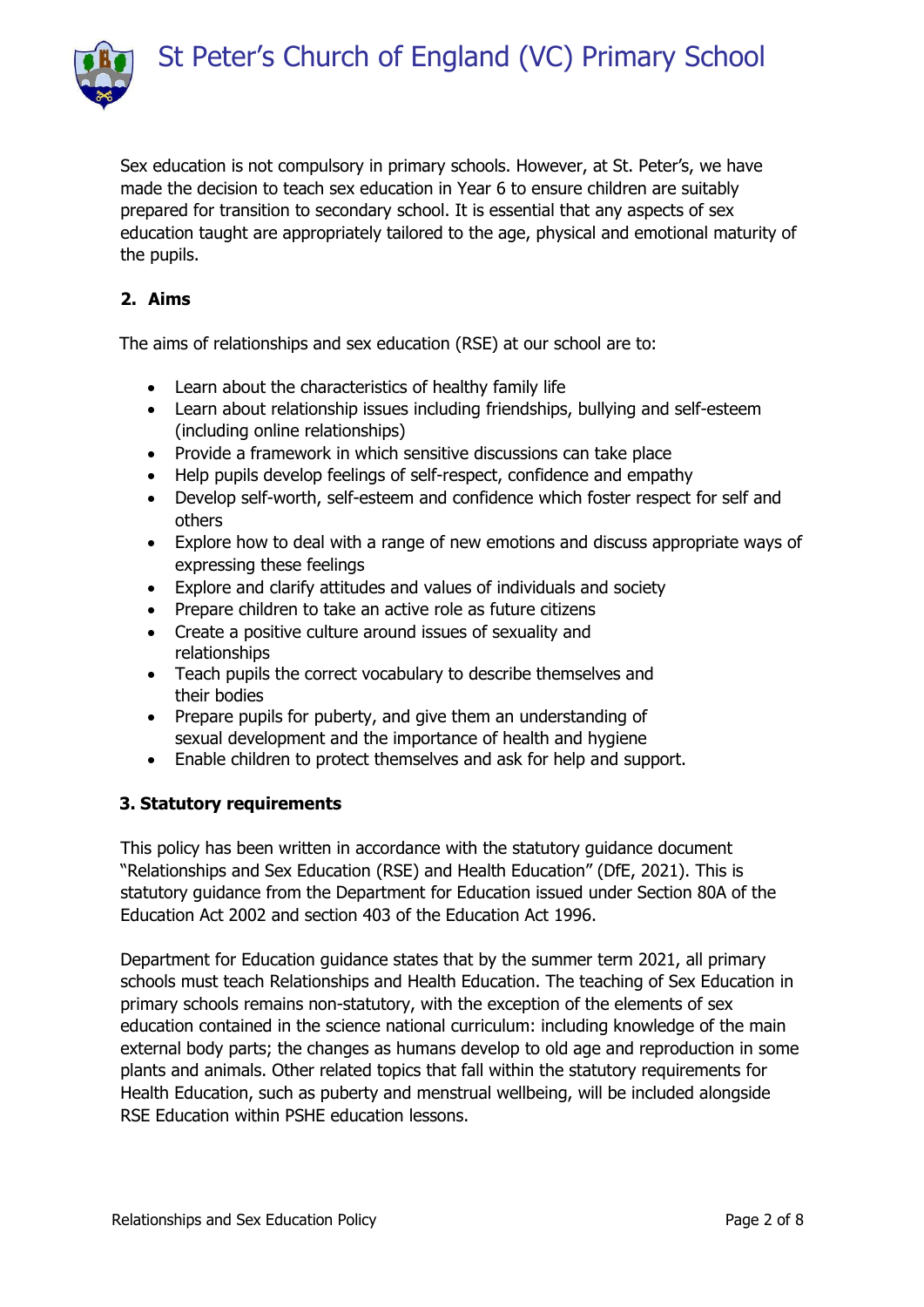Sex education is not compulsory in primary schools. However, at St. Peter's, we have made the decision to teach sex education in Year 6 to ensure children are suitably prepared for transition to secondary school. It is essential that any aspects of sex education taught are appropriately tailored to the age, physical and emotional maturity of the pupils.

## 2. Aims

The aims of relationships and sex education (RSE) at our school are to:

- Learn about the characteristics of healthy family life
- Learn about relationship issues including friendships, bullying and self-esteem (including online relationships)
- Provide a framework in which sensitive discussions can take place
- Help pupils develop feelings of self-respect, confidence and empathy
- Develop self-worth, self-esteem and confidence which foster respect for self and others
- Explore how to deal with a range of new emotions and discuss appropriate ways of expressing these feelings
- Explore and clarify attitudes and values of individuals and society
- Prepare children to take an active role as future citizens
- Create a positive culture around issues of sexuality and relationships
- Teach pupils the correct vocabulary to describe themselves and their bodies
- Prepare pupils for puberty, and give them an understanding of sexual development and the importance of health and hygiene
- Enable children to protect themselves and ask for help and support.

## 3. Statutory requirements

This policy has been written in accordance with the statutory guidance document "Relationships and Sex Education (RSE) and Health Education" (DfE, 2021). This is statutory guidance from the Department for Education issued under Section 80A of the Education Act 2002 and section 403 of the Education Act 1996.

Department for Education guidance states that by the summer term 2021, all primary schools must teach Relationships and Health Education. The teaching of Sex Education in primary schools remains non-statutory, with the exception of the elements of sex education contained in the science national curriculum: including knowledge of the main external body parts; the changes as humans develop to old age and reproduction in some plants and animals. Other related topics that fall within the statutory requirements for Health Education, such as puberty and menstrual wellbeing, will be included alongside RSE Education within PSHE education lessons.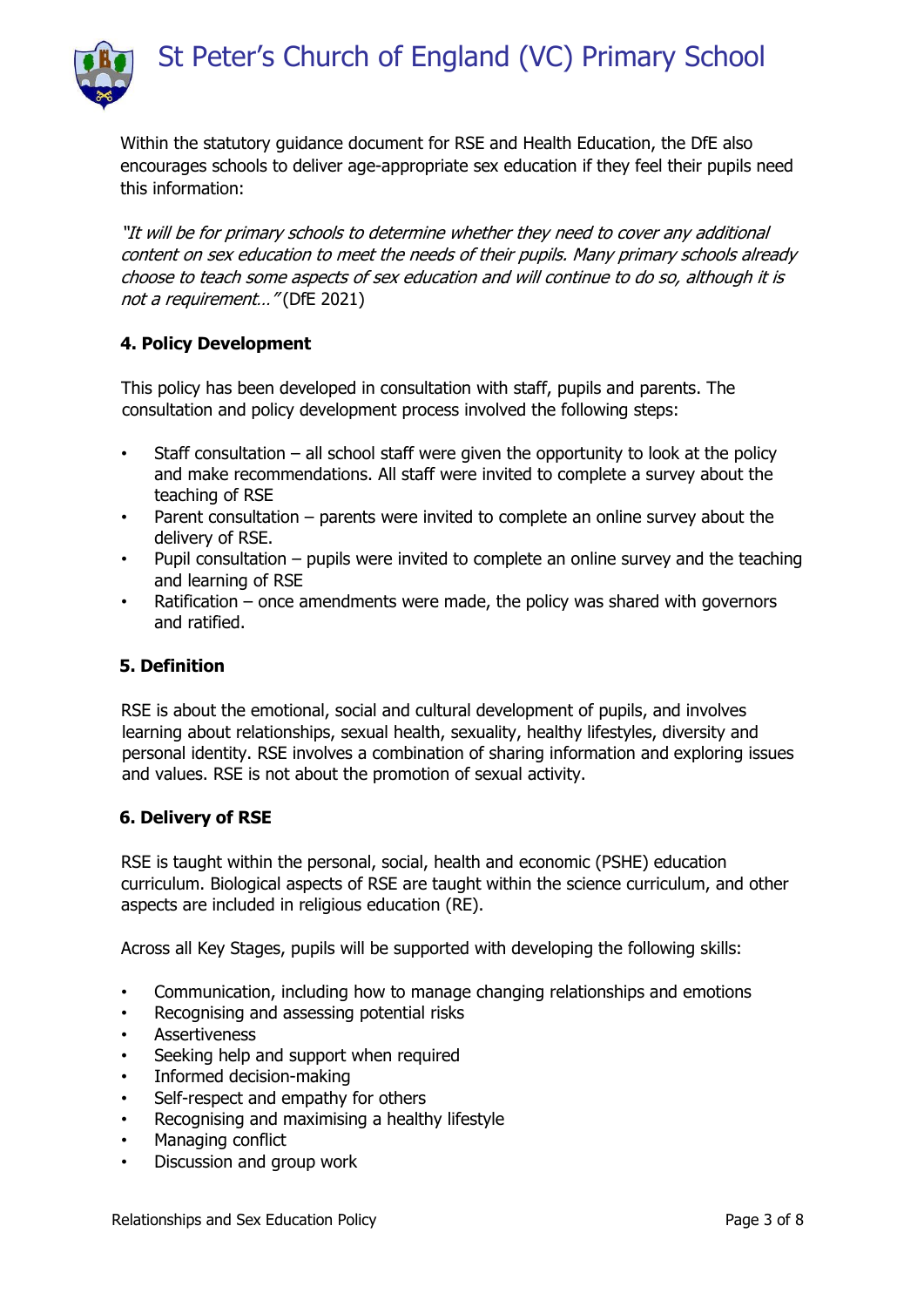Within the statutory guidance document for RSE and Health Education, the DfE also encourages schools to deliver age-appropriate sex education if they feel their pupils need this information:

*"It will be for primary schools to determine whether they need to cover any additional content on sex education to meet the needs of their pupils. Many primary schools already choose to teach some aspects of sex education and will continue to do so, although it is not a requirement…"* (DfE 2021)

## 4. Policy Development

This policy has been developed in consultation with staff, pupils and parents. The consultation and policy development process involved the following steps:

- Staff consultation – all school staff were given the opportunity to look at the policy and make recommendations. All staff were invited to complete a survey about the teaching of RSE
- Parent consultation – parents were invited to complete an online survey about the delivery of RSE.
- Pupil consultation – pupils were invited to complete an online survey and the teaching and learning of RSE
- Ratification – once amendments were made, the policy was shared with governors and ratified.

## 5. Definition

RSE is about the emotional, social and cultural development of pupils, and involves learning about relationships, sexual health, sexuality, healthy lifestyles, diversity and personal identity. RSE involves a combination of sharing information and exploring issues and values. RSE is not about the promotion of sexual activity.

## 6. Delivery of RSE

RSE is taught within the personal, social, health and economic (PSHE) education curriculum. Biological aspects of RSE are taught within the science curriculum, and other aspects are included in religious education (RE).

Across all Key Stages, pupils will be supported with developing the following skills:

- Communication, including how to manage changing relationships and emotions
- Recognising and assessing potential risks
- Assertiveness
- Seeking help and support when required
- Informed decision-making
- Self-respect and empathy for others
- Recognising and maximising a healthy lifestyle
- Managing conflict
- Discussion and group work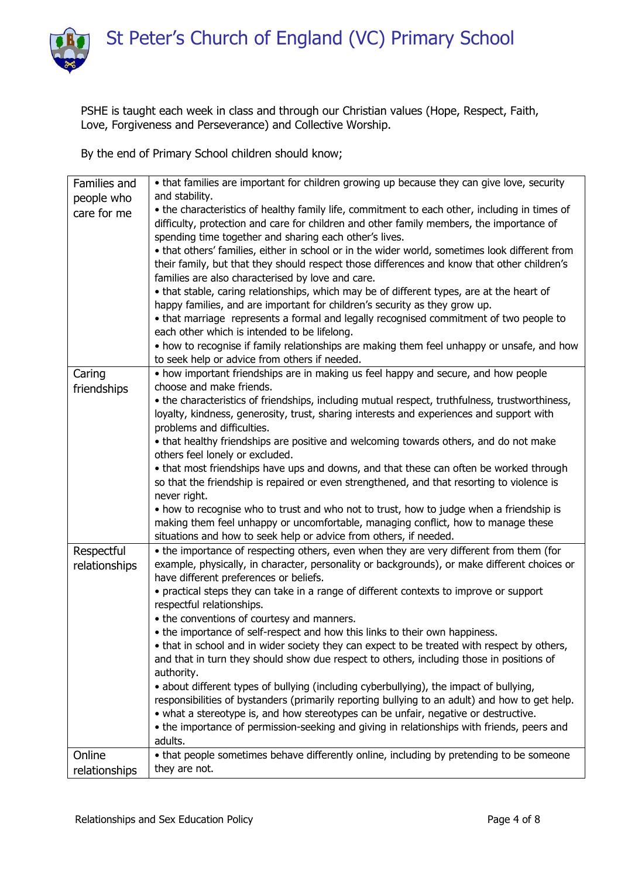PSHE is taught each week in class and through our Christian values (Hope, Respect, Faith, Love, Forgiveness and Perseverance) and Collective Worship.

By the end of Primary School children should know;

| | |
|---|---|
| Families and people who care for me | • that families are important for children growing up because they can give love, security and stability.<br>• the characteristics of healthy family life, commitment to each other, including in times of difficulty, protection and care for children and other family members, the importance of spending time together and sharing each other's lives.<br>• that others' families, either in school or in the wider world, sometimes look different from their family, but that they should respect those differences and know that other children's families are also characterised by love and care.<br>• that stable, caring relationships, which may be of different types, are at the heart of happy families, and are important for children's security as they grow up.<br>• that marriage represents a formal and legally recognised commitment of two people to each other which is intended to be lifelong.<br>• how to recognise if family relationships are making them feel unhappy or unsafe, and how to seek help or advice from others if needed. |
| Caring friendships | • how important friendships are in making us feel happy and secure, and how people choose and make friends.<br>• the characteristics of friendships, including mutual respect, truthfulness, trustworthiness, loyalty, kindness, generosity, trust, sharing interests and experiences and support with problems and difficulties.<br>• that healthy friendships are positive and welcoming towards others, and do not make others feel lonely or excluded.<br>• that most friendships have ups and downs, and that these can often be worked through so that the friendship is repaired or even strengthened, and that resorting to violence is never right.<br>• how to recognise who to trust and who not to trust, how to judge when a friendship is making them feel unhappy or uncomfortable, managing conflict, how to manage these situations and how to seek help or advice from others, if needed. |
| Respectful relationships | • the importance of respecting others, even when they are very different from them (for example, physically, in character, personality or backgrounds), or make different choices or have different preferences or beliefs.<br>• practical steps they can take in a range of different contexts to improve or support respectful relationships.<br>• the conventions of courtesy and manners.<br>• the importance of self-respect and how this links to their own happiness.<br>• that in school and in wider society they can expect to be treated with respect by others, and that in turn they should show due respect to others, including those in positions of authority.<br>• about different types of bullying (including cyberbullying), the impact of bullying, responsibilities of bystanders (primarily reporting bullying to an adult) and how to get help.<br>• what a stereotype is, and how stereotypes can be unfair, negative or destructive.<br>• the importance of permission-seeking and giving in relationships with friends, peers and adults. |
| Online relationships | • that people sometimes behave differently online, including by pretending to be someone they are not. |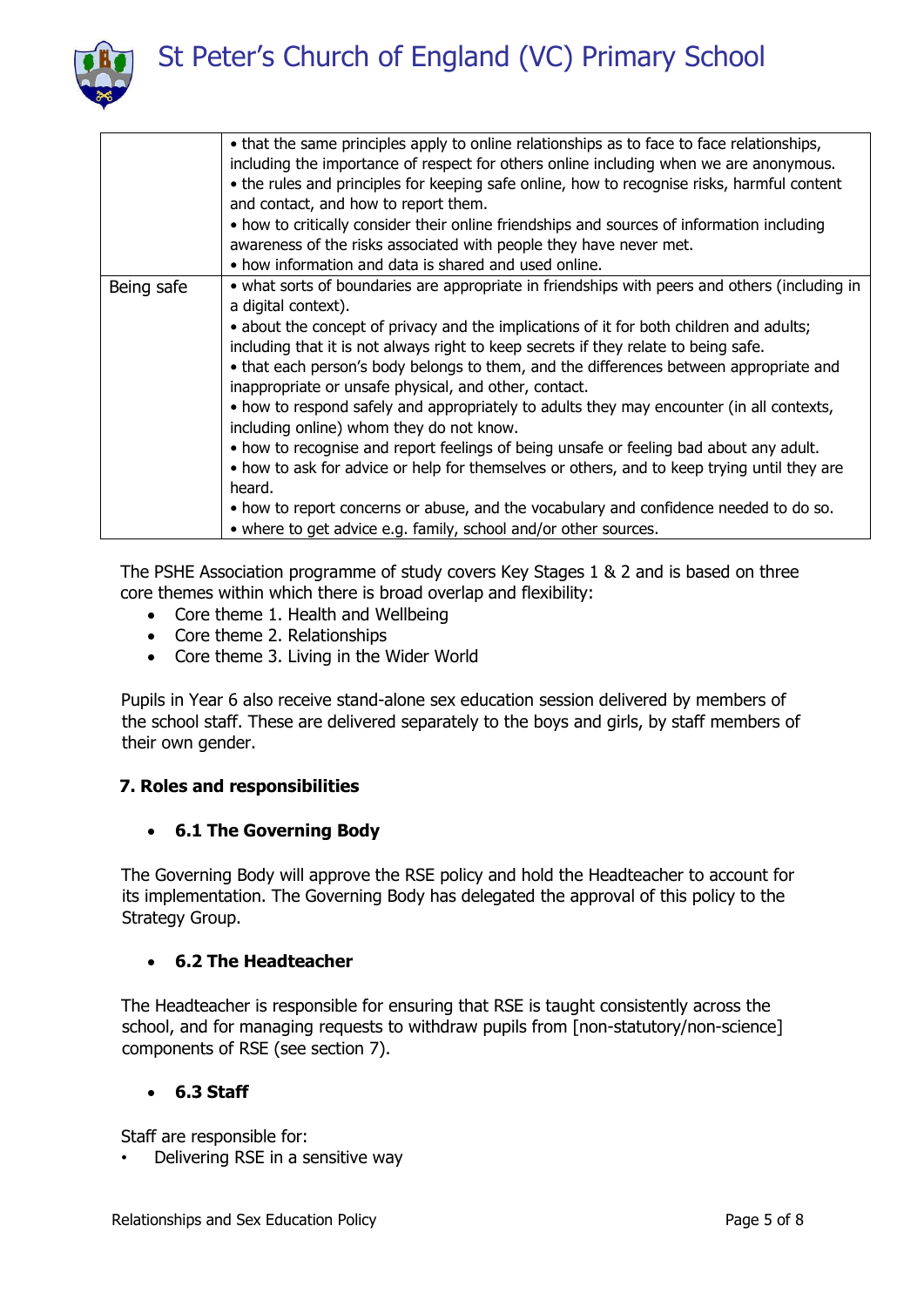| | |
|---|---|
| | • that the same principles apply to online relationships as to face to face relationships, including the importance of respect for others online including when we are anonymous.<br>• the rules and principles for keeping safe online, how to recognise risks, harmful content and contact, and how to report them.<br>• how to critically consider their online friendships and sources of information including awareness of the risks associated with people they have never met.<br>• how information and data is shared and used online. |
| Being safe | • what sorts of boundaries are appropriate in friendships with peers and others (including in a digital context).<br>• about the concept of privacy and the implications of it for both children and adults; including that it is not always right to keep secrets if they relate to being safe.<br>• that each person's body belongs to them, and the differences between appropriate and inappropriate or unsafe physical, and other, contact.<br>• how to respond safely and appropriately to adults they may encounter (in all contexts, including online) whom they do not know.<br>• how to recognise and report feelings of being unsafe or feeling bad about any adult.<br>• how to ask for advice or help for themselves or others, and to keep trying until they are heard.<br>• how to report concerns or abuse, and the vocabulary and confidence needed to do so.<br>• where to get advice e.g. family, school and/or other sources. |

The PSHE Association programme of study covers Key Stages 1 & 2 and is based on three core themes within which there is broad overlap and flexibility:

- Core theme 1. Health and Wellbeing
- Core theme 2. Relationships
- Core theme 3. Living in the Wider World

Pupils in Year 6 also receive stand-alone sex education session delivered by members of the school staff. These are delivered separately to the boys and girls, by staff members of their own gender.

## 7. Roles and responsibilities

- ### 6.1 The Governing Body

The Governing Body will approve the RSE policy and hold the Headteacher to account for its implementation. The Governing Body has delegated the approval of this policy to the Strategy Group.

- ### 6.2 The Headteacher

The Headteacher is responsible for ensuring that RSE is taught consistently across the school, and for managing requests to withdraw pupils from [non-statutory/non-science] components of RSE (see section 7).

- ### 6.3 Staff

Staff are responsible for:

- Delivering RSE in a sensitive way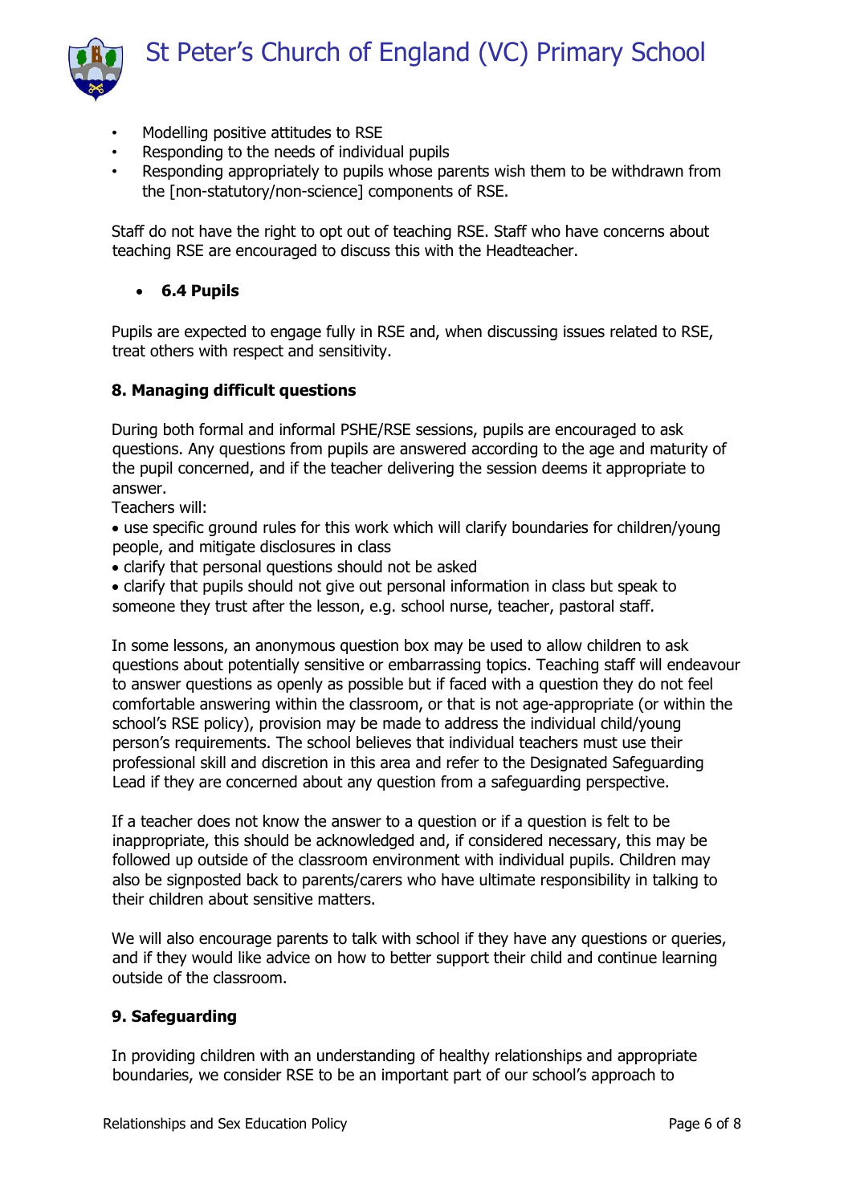- Modelling positive attitudes to RSE
- Responding to the needs of individual pupils
- Responding appropriately to pupils whose parents wish them to be withdrawn from the [non-statutory/non-science] components of RSE.

Staff do not have the right to opt out of teaching RSE. Staff who have concerns about teaching RSE are encouraged to discuss this with the Headteacher.

- **6.4 Pupils**

Pupils are expected to engage fully in RSE and, when discussing issues related to RSE, treat others with respect and sensitivity.

**8. Managing difficult questions**

During both formal and informal PSHE/RSE sessions, pupils are encouraged to ask questions. Any questions from pupils are answered according to the age and maturity of the pupil concerned, and if the teacher delivering the session deems it appropriate to answer.

Teachers will:

- use specific ground rules for this work which will clarify boundaries for children/young people, and mitigate disclosures in class
- clarify that personal questions should not be asked
- clarify that pupils should not give out personal information in class but speak to someone they trust after the lesson, e.g. school nurse, teacher, pastoral staff.

In some lessons, an anonymous question box may be used to allow children to ask questions about potentially sensitive or embarrassing topics. Teaching staff will endeavour to answer questions as openly as possible but if faced with a question they do not feel comfortable answering within the classroom, or that is not age-appropriate (or within the school's RSE policy), provision may be made to address the individual child/young person's requirements. The school believes that individual teachers must use their professional skill and discretion in this area and refer to the Designated Safeguarding Lead if they are concerned about any question from a safeguarding perspective.

If a teacher does not know the answer to a question or if a question is felt to be inappropriate, this should be acknowledged and, if considered necessary, this may be followed up outside of the classroom environment with individual pupils. Children may also be signposted back to parents/carers who have ultimate responsibility in talking to their children about sensitive matters.

We will also encourage parents to talk with school if they have any questions or queries, and if they would like advice on how to better support their child and continue learning outside of the classroom.

**9. Safeguarding**

In providing children with an understanding of healthy relationships and appropriate boundaries, we consider RSE to be an important part of our school's approach to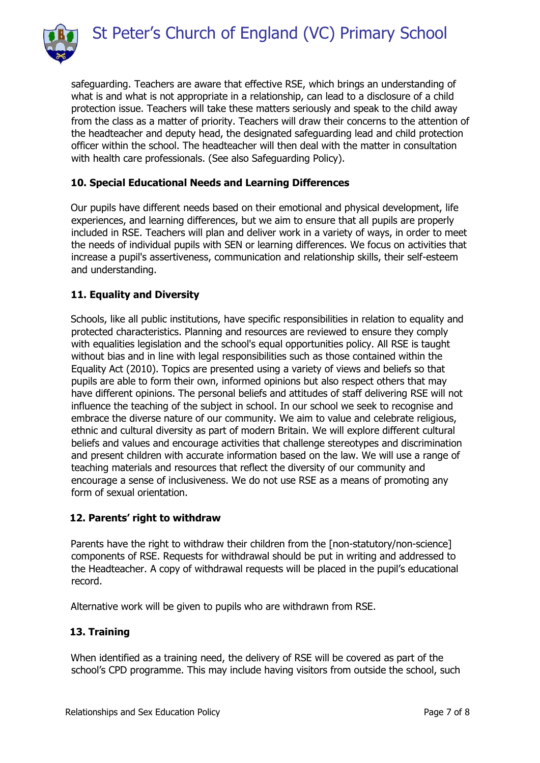safeguarding. Teachers are aware that effective RSE, which brings an understanding of what is and what is not appropriate in a relationship, can lead to a disclosure of a child protection issue. Teachers will take these matters seriously and speak to the child away from the class as a matter of priority. Teachers will draw their concerns to the attention of the headteacher and deputy head, the designated safeguarding lead and child protection officer within the school. The headteacher will then deal with the matter in consultation with health care professionals. (See also Safeguarding Policy).

### 10. Special Educational Needs and Learning Differences

Our pupils have different needs based on their emotional and physical development, life experiences, and learning differences, but we aim to ensure that all pupils are properly included in RSE. Teachers will plan and deliver work in a variety of ways, in order to meet the needs of individual pupils with SEN or learning differences. We focus on activities that increase a pupil's assertiveness, communication and relationship skills, their self-esteem and understanding.

### 11. Equality and Diversity

Schools, like all public institutions, have specific responsibilities in relation to equality and protected characteristics. Planning and resources are reviewed to ensure they comply with equalities legislation and the school's equal opportunities policy. All RSE is taught without bias and in line with legal responsibilities such as those contained within the Equality Act (2010). Topics are presented using a variety of views and beliefs so that pupils are able to form their own, informed opinions but also respect others that may have different opinions. The personal beliefs and attitudes of staff delivering RSE will not influence the teaching of the subject in school. In our school we seek to recognise and embrace the diverse nature of our community. We aim to value and celebrate religious, ethnic and cultural diversity as part of modern Britain. We will explore different cultural beliefs and values and encourage activities that challenge stereotypes and discrimination and present children with accurate information based on the law. We will use a range of teaching materials and resources that reflect the diversity of our community and encourage a sense of inclusiveness. We do not use RSE as a means of promoting any form of sexual orientation.

### 12. Parents' right to withdraw

Parents have the right to withdraw their children from the [non-statutory/non-science] components of RSE. Requests for withdrawal should be put in writing and addressed to the Headteacher. A copy of withdrawal requests will be placed in the pupil's educational record.

Alternative work will be given to pupils who are withdrawn from RSE.

### 13. Training

When identified as a training need, the delivery of RSE will be covered as part of the school's CPD programme. This may include having visitors from outside the school, such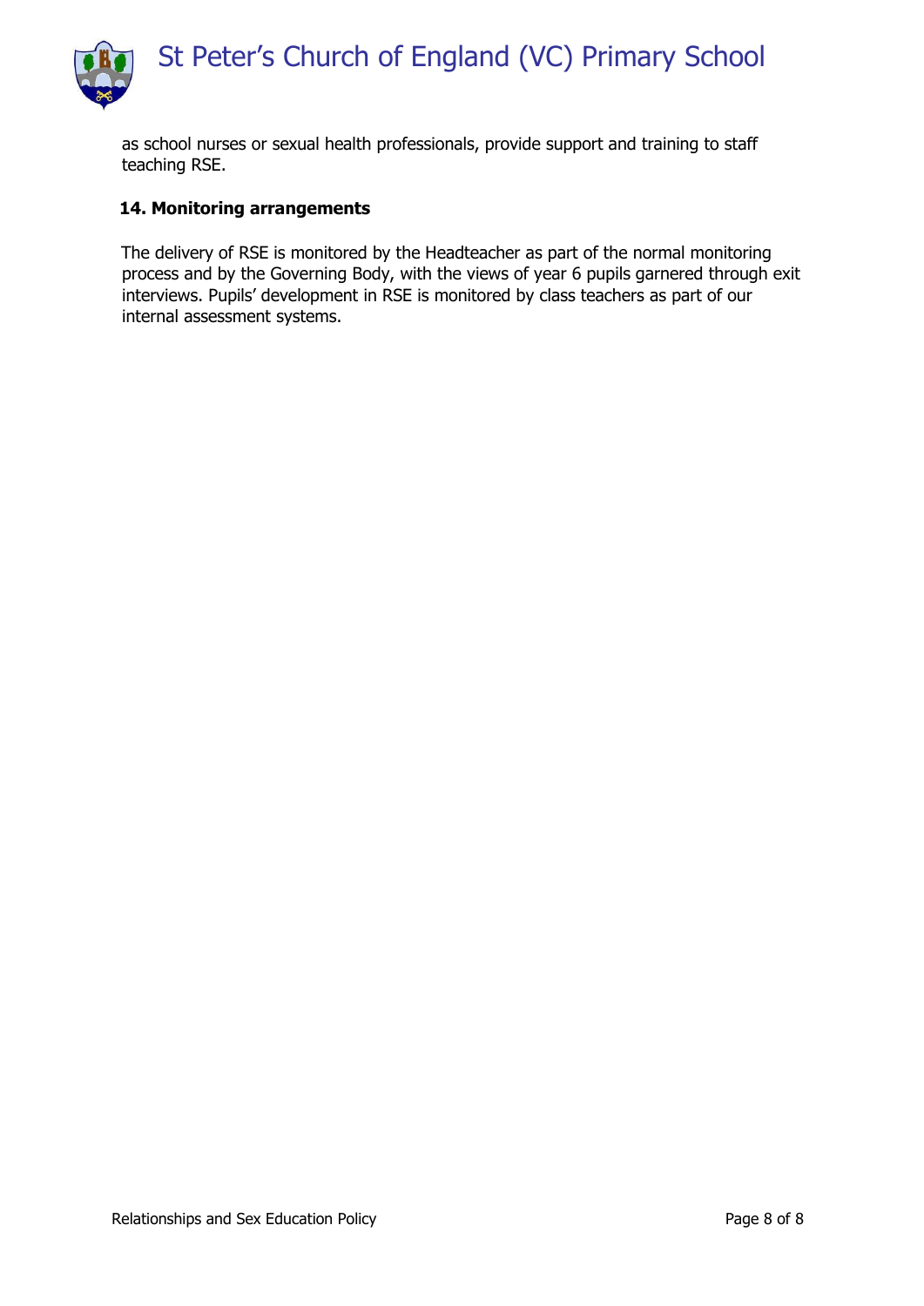as school nurses or sexual health professionals, provide support and training to staff teaching RSE.

## 14. Monitoring arrangements

The delivery of RSE is monitored by the Headteacher as part of the normal monitoring process and by the Governing Body, with the views of year 6 pupils garnered through exit interviews. Pupils' development in RSE is monitored by class teachers as part of our internal assessment systems.